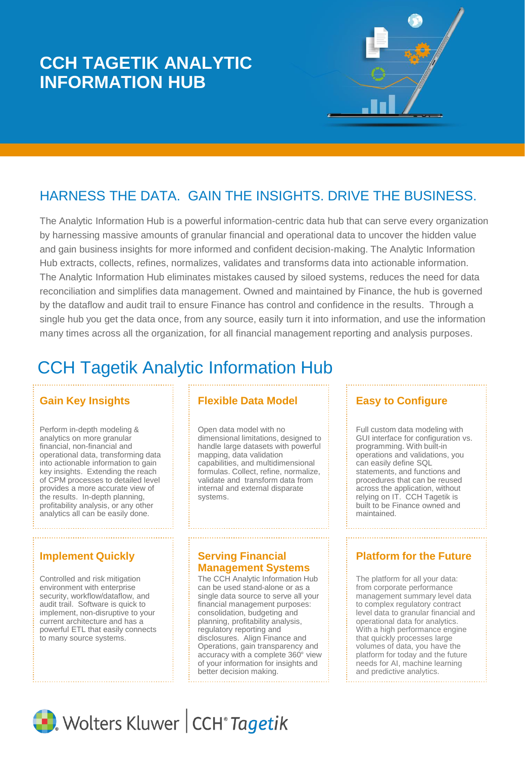# CCH TAGETIK ANALYTIC INFORMATION HUB

## HARNESS THE DATA. GAIN THE INSIGHTS. DRIVE THE BUSINESS.

The Analytic Information Hub is a powerful information-centric data hub that can serve every organization by harnessing massive amounts of granular financial and operational data to uncover the hidden value and gain business insights for more informed and confident decision-making. The Analytic Information Hub extracts, collects, refines, normalizes, validates and transforms data into actionable information. The Analytic Information Hub eliminates mistakes caused by siloed systems, reduces the need for data reconciliation and simplifies data management. Owned and maintained by Finance, the hub is governed by the dataflow and audit trail to ensure Finance has control and confidence in the results. Through a single hub you get the data once, from any source, easily turn it into information, and use the information many times across all the organization, for all financial management reporting and analysis purposes.

## CCH Tagetik Analytic Information Hub

### Gain Key Insights

Perform in-depth modeling & analytics on more granular financial, non-financial and operational data, transforming data into actionable information to gain key insights. Extending the reach of CPM processes to detailed level provides a more accurate view of the results. In-depth planning, profitability analysis, or any other analytics all can be easily done.

### Flexible Data Model

Open data model with no dimensional limitations, designed to handle large datasets with powerful mapping, data validation capabilities, and multidimensional formulas. Collect, refine, normalize, validate and transform data from internal and external disparate systems.

### Easy to Configure

Full custom data modeling with GUI interface for configuration vs. programming. With built-in operations and validations, you can easily define SQL statements, and functions and procedures that can be reused across the application, without relying on IT. CCH Tagetik is built to be Finance owned and maintained.

### Implement Quickly

Controlled and risk mitigation environment with enterprise security, workflow/dataflow, and audit trail. Software is quick to implement, non-disruptive to your current architecture and has a powerful ETL that easily connects to many source systems.

### Serving Financial Management Systems

The CCH Analytic Information Hub can be used stand-alone or as a single data source to serve all your financial management purposes: consolidation, budgeting and planning, profitability analysis, regulatory reporting and disclosures. Align Finance and Operations, gain transparency and accuracy with a complete 360° view of your information for insights and better decision making.

### Platform for the Future

The platform for all your data: from corporate performance management summary level data to complex regulatory contract level data to granular financial and operational data for analytics. With a high performance engine that quickly processes large volumes of data, you have the platform for today and the future needs for AI, machine learning and predictive analytics.

Wolters Kluwer | CCH® Tagetik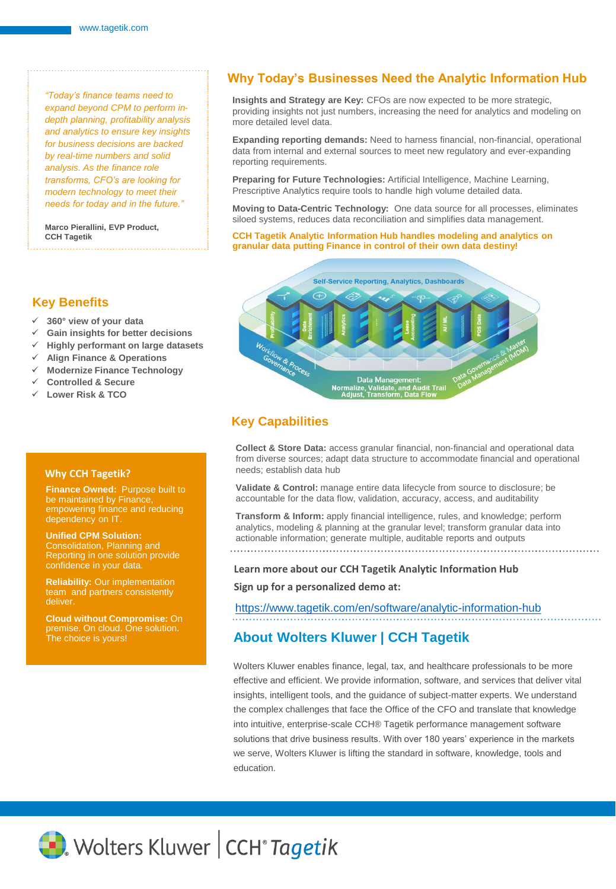*"Today's finance teams need to expand beyond CPM to perform in-depth planning, profitability analysis and analytics to ensure key insights for business decisions are backed by real-time numbers and solid analysis. As the finance role transforms, CFO's are looking for modern technology to meet their needs for today and in the future."*

**Marco Pierallini, EVP Product, CCH Tagetik**

## Key Benefits

- ✓ 360° view of your data
- ✓ Gain insights for better decisions
- ✓ Highly performant on large datasets
- ✓ Align Finance & Operations
- ✓ Modernize Finance Technology
- ✓ Controlled & Secure
- ✓ Lower Risk & TCO

### Why CCH Tagetik?

**Finance Owned:** Purpose built to be maintained by Finance, empowering finance and reducing dependency on IT.

**Unified CPM Solution:** Consolidation, Planning and Reporting in one solution provide confidence in your data.

**Reliability:** Our implementation team and partners consistently deliver.

**Cloud without Compromise:** On premise. On cloud. One solution. The choice is yours!

## Why Today's Businesses Need the Analytic Information Hub

**Insights and Strategy are Key:** CFOs are now expected to be more strategic, providing insights not just numbers, increasing the need for analytics and modeling on more detailed level data.

**Expanding reporting demands:** Need to harness financial, non-financial, operational data from internal and external sources to meet new regulatory and ever-expanding reporting requirements.

**Preparing for Future Technologies:** Artificial Intelligence, Machine Learning, Prescriptive Analytics require tools to handle high volume detailed data.

**Moving to Data-Centric Technology:** One data source for all processes, eliminates siloed systems, reduces data reconciliation and simplifies data management.

**CCH Tagetik Analytic Information Hub handles modeling and analytics on granular data putting Finance in control of their own data destiny!**

Self-Service Reporting, Analytics, Dashboards

Profitability
Data Enrichment
Analytics
Lease Accounting
AI / ML
POS Data

Workflow & Process Governance

Data Management: Normalize, Validate, and Audit Trail Adjust, Transform, Data Flow

Data Governance & Master Data Management (MDM)

## Key Capabilities

**Collect & Store Data:** access granular financial, non-financial and operational data from diverse sources; adapt data structure to accommodate financial and operational needs; establish data hub

**Validate & Control:** manage entire data lifecycle from source to disclosure; be accountable for the data flow, validation, accuracy, access, and auditability

**Transform & Inform:** apply financial intelligence, rules, and knowledge; perform analytics, modeling & planning at the granular level; transform granular data into actionable information; generate multiple, auditable reports and outputs

**Learn more about our CCH Tagetik Analytic Information Hub**

**Sign up for a personalized demo at:**

https://www.tagetik.com/en/software/analytic-information-hub

## About Wolters Kluwer | CCH Tagetik

Wolters Kluwer enables finance, legal, tax, and healthcare professionals to be more effective and efficient. We provide information, software, and services that deliver vital insights, intelligent tools, and the guidance of subject-matter experts. We understand the complex challenges that face the Office of the CFO and translate that knowledge into intuitive, enterprise-scale CCH® Tagetik performance management software solutions that drive business results. With over 180 years' experience in the markets we serve, Wolters Kluwer is lifting the standard in software, knowledge, tools and education.

Wolters Kluwer | CCH® Tagetik